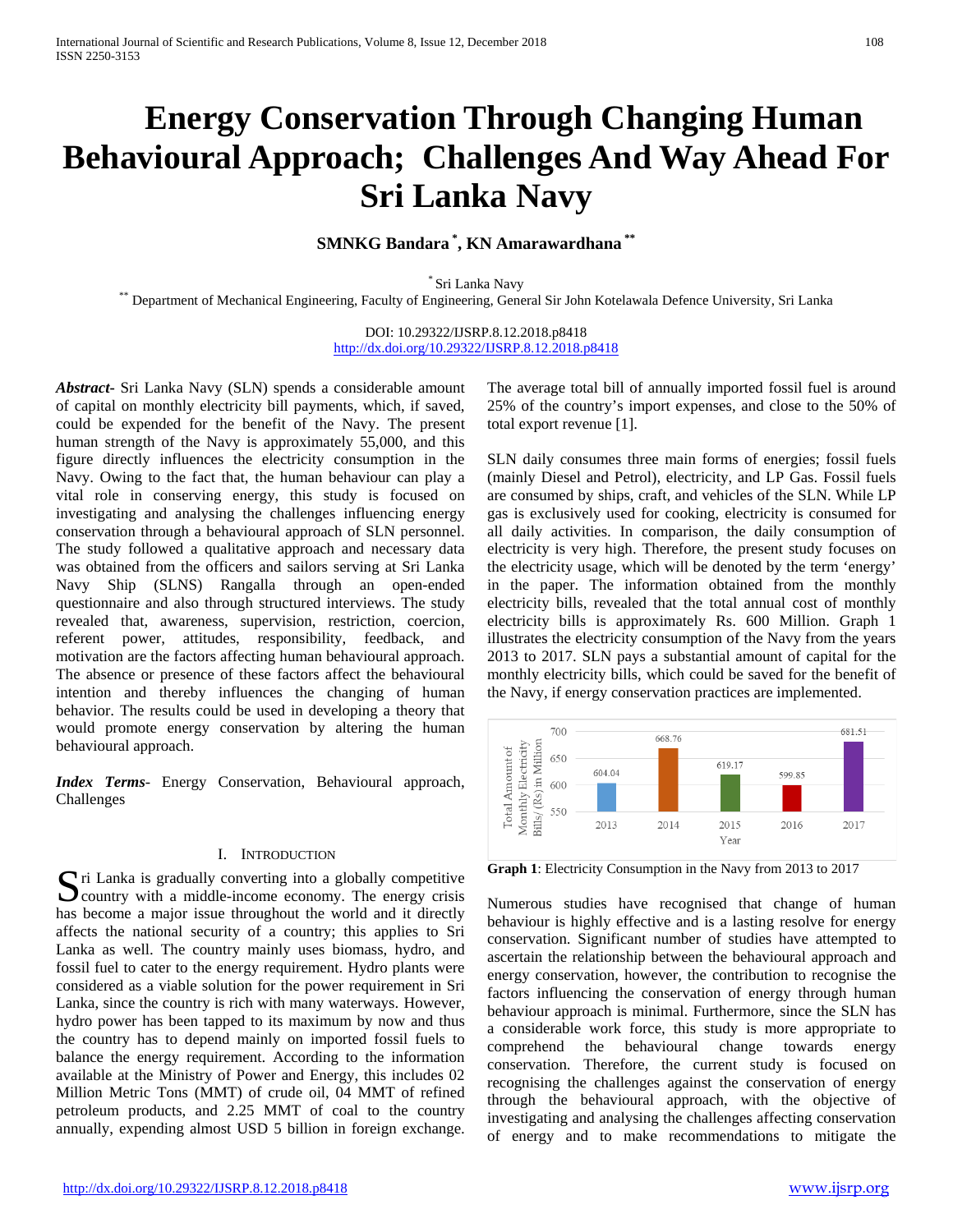# Energy Conservation Through Changing Human Behavioural Approach; Challenges And Way Ahead For Sri Lanka Navy

**SMNKG Bandara [*], KN Amarawardhana [**]**

[*] Sri Lanka Navy

[**] Department of Mechanical Engineering, Faculty of Engineering, General Sir John Kotelawala Defence University, Sri Lanka

DOI: 10.29322/IJSRP.8.12.2018.p8418
http://dx.doi.org/10.29322/IJSRP.8.12.2018.p8418

***Abstract***- Sri Lanka Navy (SLN) spends a considerable amount of capital on monthly electricity bill payments, which, if saved, could be expended for the benefit of the Navy. The present human strength of the Navy is approximately 55,000, and this figure directly influences the electricity consumption in the Navy. Owing to the fact that, the human behaviour can play a vital role in conserving energy, this study is focused on investigating and analysing the challenges influencing energy conservation through a behavioural approach of SLN personnel. The study followed a qualitative approach and necessary data was obtained from the officers and sailors serving at Sri Lanka Navy Ship (SLNS) Rangalla through an open-ended questionnaire and also through structured interviews. The study revealed that, awareness, supervision, restriction, coercion, referent power, attitudes, responsibility, feedback, and motivation are the factors affecting human behavioural approach. The absence or presence of these factors affect the behavioural intention and thereby influences the changing of human behavior. The results could be used in developing a theory that would promote energy conservation by altering the human behavioural approach.

***Index Terms***- Energy Conservation, Behavioural approach, Challenges

## I. Introduction

Sri Lanka is gradually converting into a globally competitive country with a middle-income economy. The energy crisis has become a major issue throughout the world and it directly affects the national security of a country; this applies to Sri Lanka as well. The country mainly uses biomass, hydro, and fossil fuel to cater to the energy requirement. Hydro plants were considered as a viable solution for the power requirement in Sri Lanka, since the country is rich with many waterways. However, hydro power has been tapped to its maximum by now and thus the country has to depend mainly on imported fossil fuels to balance the energy requirement. According to the information available at the Ministry of Power and Energy, this includes 02 Million Metric Tons (MMT) of crude oil, 04 MMT of refined petroleum products, and 2.25 MMT of coal to the country annually, expending almost USD 5 billion in foreign exchange. The average total bill of annually imported fossil fuel is around 25% of the country's import expenses, and close to the 50% of total export revenue [1].

SLN daily consumes three main forms of energies; fossil fuels (mainly Diesel and Petrol), electricity, and LP Gas. Fossil fuels are consumed by ships, craft, and vehicles of the SLN. While LP gas is exclusively used for cooking, electricity is consumed for all daily activities. In comparison, the daily consumption of electricity is very high. Therefore, the present study focuses on the electricity usage, which will be denoted by the term 'energy' in the paper. The information obtained from the monthly electricity bills, revealed that the total annual cost of monthly electricity bills is approximately Rs. 600 Million. Graph 1 illustrates the electricity consumption of the Navy from the years 2013 to 2017. SLN pays a substantial amount of capital for the monthly electricity bills, which could be saved for the benefit of the Navy, if energy conservation practices are implemented.

| Year | Total Amount of Monthly Electricity Bills/ (Rs) in Million |
|---|---|
| 2013 | 604.04 |
| 2014 | 668.76 |
| 2015 | 619.17 |
| 2016 | 599.85 |
| 2017 | 681.51 |

**Graph 1**: Electricity Consumption in the Navy from 2013 to 2017

Numerous studies have recognised that change of human behaviour is highly effective and is a lasting resolve for energy conservation. Significant number of studies have attempted to ascertain the relationship between the behavioural approach and energy conservation, however, the contribution to recognise the factors influencing the conservation of energy through human behaviour approach is minimal. Furthermore, since the SLN has a considerable work force, this study is more appropriate to comprehend the behavioural change towards energy conservation. Therefore, the current study is focused on recognising the challenges against the conservation of energy through the behavioural approach, with the objective of investigating and analysing the challenges affecting conservation of energy and to make recommendations to mitigate the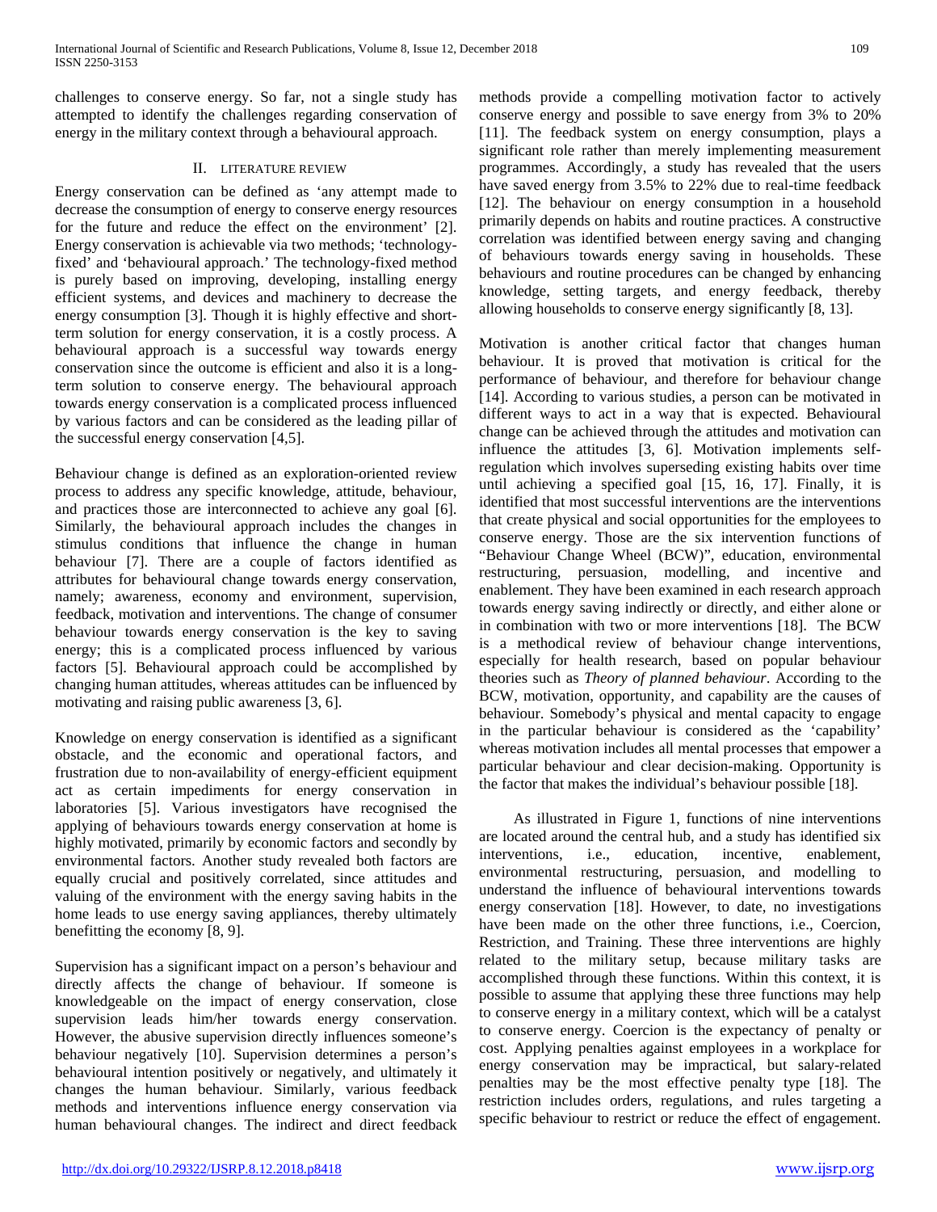challenges to conserve energy. So far, not a single study has attempted to identify the challenges regarding conservation of energy in the military context through a behavioural approach.

## II. Literature Review

Energy conservation can be defined as 'any attempt made to decrease the consumption of energy to conserve energy resources for the future and reduce the effect on the environment' [2]. Energy conservation is achievable via two methods; 'technology-fixed' and 'behavioural approach.' The technology-fixed method is purely based on improving, developing, installing energy efficient systems, and devices and machinery to decrease the energy consumption [3]. Though it is highly effective and short-term solution for energy conservation, it is a costly process. A behavioural approach is a successful way towards energy conservation since the outcome is efficient and also it is a long-term solution to conserve energy. The behavioural approach towards energy conservation is a complicated process influenced by various factors and can be considered as the leading pillar of the successful energy conservation [4,5].

Behaviour change is defined as an exploration-oriented review process to address any specific knowledge, attitude, behaviour, and practices those are interconnected to achieve any goal [6]. Similarly, the behavioural approach includes the changes in stimulus conditions that influence the change in human behaviour [7]. There are a couple of factors identified as attributes for behavioural change towards energy conservation, namely; awareness, economy and environment, supervision, feedback, motivation and interventions. The change of consumer behaviour towards energy conservation is the key to saving energy; this is a complicated process influenced by various factors [5]. Behavioural approach could be accomplished by changing human attitudes, whereas attitudes can be influenced by motivating and raising public awareness [3, 6].

Knowledge on energy conservation is identified as a significant obstacle, and the economic and operational factors, and frustration due to non-availability of energy-efficient equipment act as certain impediments for energy conservation in laboratories [5]. Various investigators have recognised the applying of behaviours towards energy conservation at home is highly motivated, primarily by economic factors and secondly by environmental factors. Another study revealed both factors are equally crucial and positively correlated, since attitudes and valuing of the environment with the energy saving habits in the home leads to use energy saving appliances, thereby ultimately benefitting the economy [8, 9].

Supervision has a significant impact on a person's behaviour and directly affects the change of behaviour. If someone is knowledgeable on the impact of energy conservation, close supervision leads him/her towards energy conservation. However, the abusive supervision directly influences someone's behaviour negatively [10]. Supervision determines a person's behavioural intention positively or negatively, and ultimately it changes the human behaviour. Similarly, various feedback methods and interventions influence energy conservation via human behavioural changes. The indirect and direct feedback methods provide a compelling motivation factor to actively conserve energy and possible to save energy from 3% to 20% [11]. The feedback system on energy consumption, plays a significant role rather than merely implementing measurement programmes. Accordingly, a study has revealed that the users have saved energy from 3.5% to 22% due to real-time feedback [12]. The behaviour on energy consumption in a household primarily depends on habits and routine practices. A constructive correlation was identified between energy saving and changing of behaviours towards energy saving in households. These behaviours and routine procedures can be changed by enhancing knowledge, setting targets, and energy feedback, thereby allowing households to conserve energy significantly [8, 13].

Motivation is another critical factor that changes human behaviour. It is proved that motivation is critical for the performance of behaviour, and therefore for behaviour change [14]. According to various studies, a person can be motivated in different ways to act in a way that is expected. Behavioural change can be achieved through the attitudes and motivation can influence the attitudes [3, 6]. Motivation implements self-regulation which involves superseding existing habits over time until achieving a specified goal [15, 16, 17]. Finally, it is identified that most successful interventions are the interventions that create physical and social opportunities for the employees to conserve energy. Those are the six intervention functions of "Behaviour Change Wheel (BCW)", education, environmental restructuring, persuasion, modelling, and incentive and enablement. They have been examined in each research approach towards energy saving indirectly or directly, and either alone or in combination with two or more interventions [18]. The BCW is a methodical review of behaviour change interventions, especially for health research, based on popular behaviour theories such as *Theory of planned behaviour*. According to the BCW, motivation, opportunity, and capability are the causes of behaviour. Somebody's physical and mental capacity to engage in the particular behaviour is considered as the 'capability' whereas motivation includes all mental processes that empower a particular behaviour and clear decision-making. Opportunity is the factor that makes the individual's behaviour possible [18].

As illustrated in Figure 1, functions of nine interventions are located around the central hub, and a study has identified six interventions, i.e., education, incentive, enablement, environmental restructuring, persuasion, and modelling to understand the influence of behavioural interventions towards energy conservation [18]. However, to date, no investigations have been made on the other three functions, i.e., Coercion, Restriction, and Training. These three interventions are highly related to the military setup, because military tasks are accomplished through these functions. Within this context, it is possible to assume that applying these three functions may help to conserve energy in a military context, which will be a catalyst to conserve energy. Coercion is the expectancy of penalty or cost. Applying penalties against employees in a workplace for energy conservation may be impractical, but salary-related penalties may be the most effective penalty type [18]. The restriction includes orders, regulations, and rules targeting a specific behaviour to restrict or reduce the effect of engagement.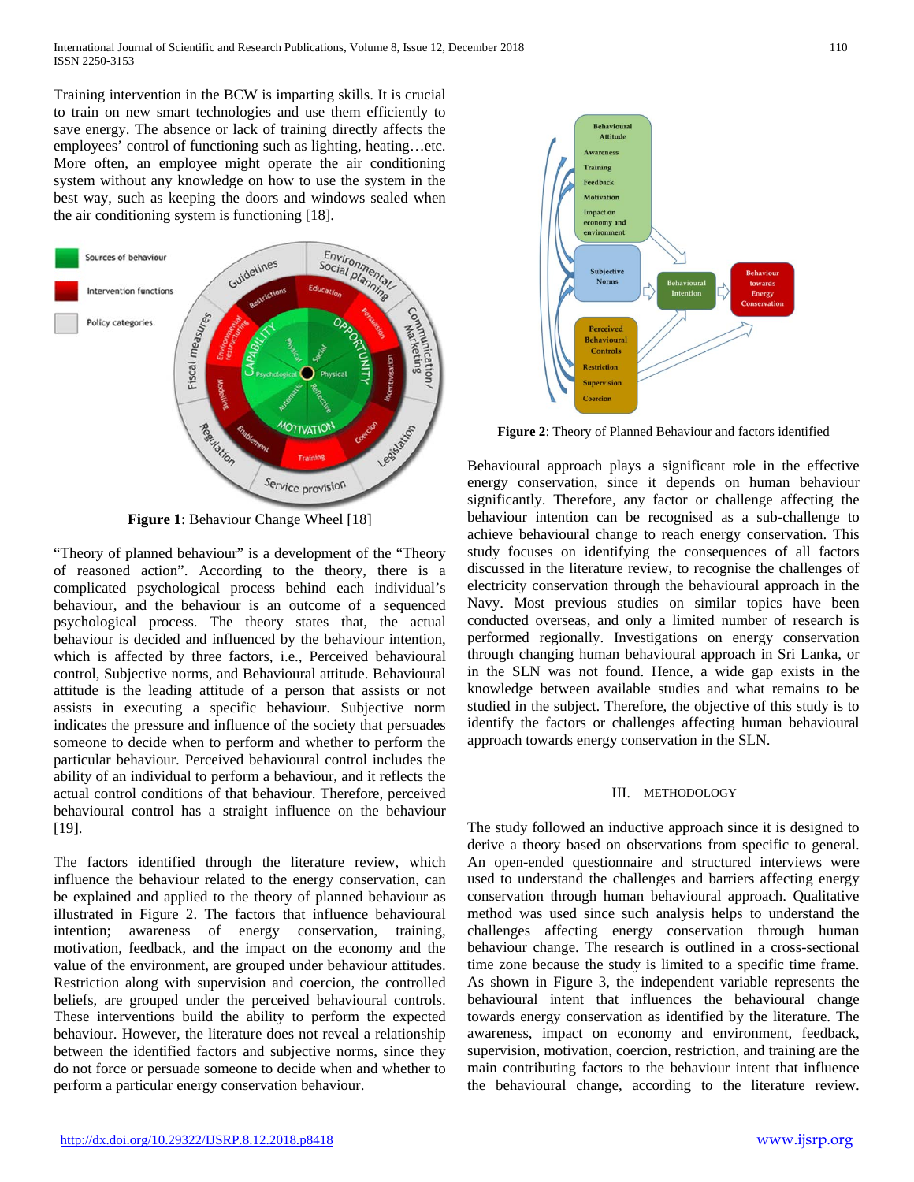Training intervention in the BCW is imparting skills. It is crucial to train on new smart technologies and use them efficiently to save energy. The absence or lack of training directly affects the employees' control of functioning such as lighting, heating…etc. More often, an employee might operate the air conditioning system without any knowledge on how to use the system in the best way, such as keeping the doors and windows sealed when the air conditioning system is functioning [18].

**Figure 1**: Behaviour Change Wheel [18]

"Theory of planned behaviour" is a development of the "Theory of reasoned action". According to the theory, there is a complicated psychological process behind each individual's behaviour, and the behaviour is an outcome of a sequenced psychological process. The theory states that, the actual behaviour is decided and influenced by the behaviour intention, which is affected by three factors, i.e., Perceived behavioural control, Subjective norms, and Behavioural attitude. Behavioural attitude is the leading attitude of a person that assists or not assists in executing a specific behaviour. Subjective norm indicates the pressure and influence of the society that persuades someone to decide when to perform and whether to perform the particular behaviour. Perceived behavioural control includes the ability of an individual to perform a behaviour, and it reflects the actual control conditions of that behaviour. Therefore, perceived behavioural control has a straight influence on the behaviour [19].

The factors identified through the literature review, which influence the behaviour related to the energy conservation, can be explained and applied to the theory of planned behaviour as illustrated in Figure 2. The factors that influence behavioural intention; awareness of energy conservation, training, motivation, feedback, and the impact on the economy and the value of the environment, are grouped under behaviour attitudes. Restriction along with supervision and coercion, the controlled beliefs, are grouped under the perceived behavioural controls. These interventions build the ability to perform the expected behaviour. However, the literature does not reveal a relationship between the identified factors and subjective norms, since they do not force or persuade someone to decide when and whether to perform a particular energy conservation behaviour.

**Figure 2**: Theory of Planned Behaviour and factors identified

Behavioural approach plays a significant role in the effective energy conservation, since it depends on human behaviour significantly. Therefore, any factor or challenge affecting the behaviour intention can be recognised as a sub-challenge to achieve behavioural change to reach energy conservation. This study focuses on identifying the consequences of all factors discussed in the literature review, to recognise the challenges of electricity conservation through the behavioural approach in the Navy. Most previous studies on similar topics have been conducted overseas, and only a limited number of research is performed regionally. Investigations on energy conservation through changing human behavioural approach in Sri Lanka, or in the SLN was not found. Hence, a wide gap exists in the knowledge between available studies and what remains to be studied in the subject. Therefore, the objective of this study is to identify the factors or challenges affecting human behavioural approach towards energy conservation in the SLN.

## III. Methodology

The study followed an inductive approach since it is designed to derive a theory based on observations from specific to general. An open-ended questionnaire and structured interviews were used to understand the challenges and barriers affecting energy conservation through human behavioural approach. Qualitative method was used since such analysis helps to understand the challenges affecting energy conservation through human behaviour change. The research is outlined in a cross-sectional time zone because the study is limited to a specific time frame. As shown in Figure 3, the independent variable represents the behavioural intent that influences the behavioural change towards energy conservation as identified by the literature. The awareness, impact on economy and environment, feedback, supervision, motivation, coercion, restriction, and training are the main contributing factors to the behaviour intent that influence the behavioural change, according to the literature review.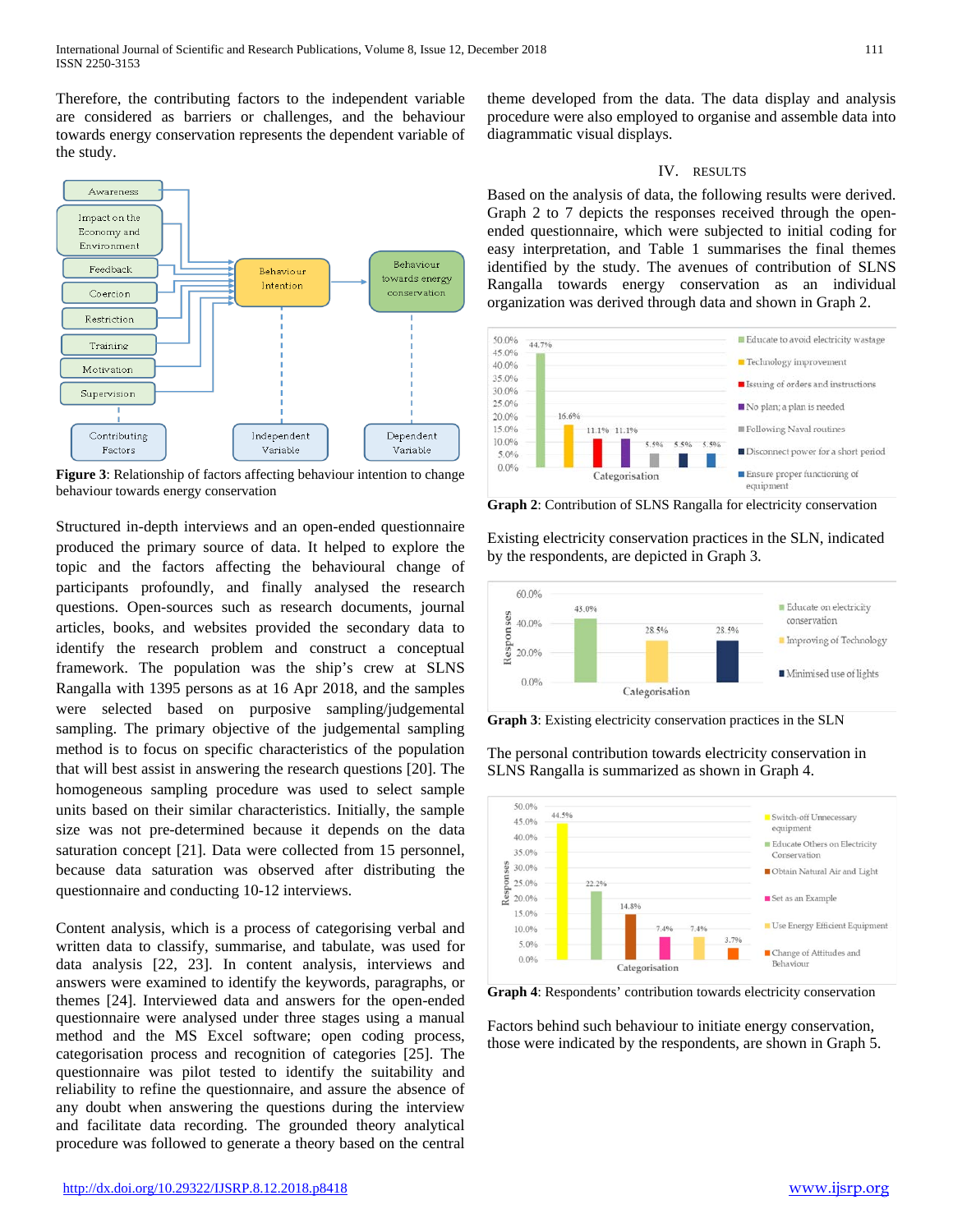Therefore, the contributing factors to the independent variable are considered as barriers or challenges, and the behaviour towards energy conservation represents the dependent variable of the study.

**Figure 3**: Relationship of factors affecting behaviour intention to change behaviour towards energy conservation

Structured in-depth interviews and an open-ended questionnaire produced the primary source of data. It helped to explore the topic and the factors affecting the behavioural change of participants profoundly, and finally analysed the research questions. Open-sources such as research documents, journal articles, books, and websites provided the secondary data to identify the research problem and construct a conceptual framework. The population was the ship's crew at SLNS Rangalla with 1395 persons as at 16 Apr 2018, and the samples were selected based on purposive sampling/judgemental sampling. The primary objective of the judgemental sampling method is to focus on specific characteristics of the population that will best assist in answering the research questions [20]. The homogeneous sampling procedure was used to select sample units based on their similar characteristics. Initially, the sample size was not pre-determined because it depends on the data saturation concept [21]. Data were collected from 15 personnel, because data saturation was observed after distributing the questionnaire and conducting 10-12 interviews.

Content analysis, which is a process of categorising verbal and written data to classify, summarise, and tabulate, was used for data analysis [22, 23]. In content analysis, interviews and answers were examined to identify the keywords, paragraphs, or themes [24]. Interviewed data and answers for the open-ended questionnaire were analysed under three stages using a manual method and the MS Excel software; open coding process, categorisation process and recognition of categories [25]. The questionnaire was pilot tested to identify the suitability and reliability to refine the questionnaire, and assure the absence of any doubt when answering the questions during the interview and facilitate data recording. The grounded theory analytical procedure was followed to generate a theory based on the central theme developed from the data. The data display and analysis procedure were also employed to organise and assemble data into diagrammatic visual displays.

## IV. RESULTS

Based on the analysis of data, the following results were derived. Graph 2 to 7 depicts the responses received through the open-ended questionnaire, which were subjected to initial coding for easy interpretation, and Table 1 summarises the final themes identified by the study. The avenues of contribution of SLNS Rangalla towards energy conservation as an individual organization was derived through data and shown in Graph 2.

**Graph 2**: Contribution of SLNS Rangalla for electricity conservation

Existing electricity conservation practices in the SLN, indicated by the respondents, are depicted in Graph 3.

**Graph 3**: Existing electricity conservation practices in the SLN

The personal contribution towards electricity conservation in SLNS Rangalla is summarized as shown in Graph 4.

**Graph 4**: Respondents' contribution towards electricity conservation

Factors behind such behaviour to initiate energy conservation, those were indicated by the respondents, are shown in Graph 5.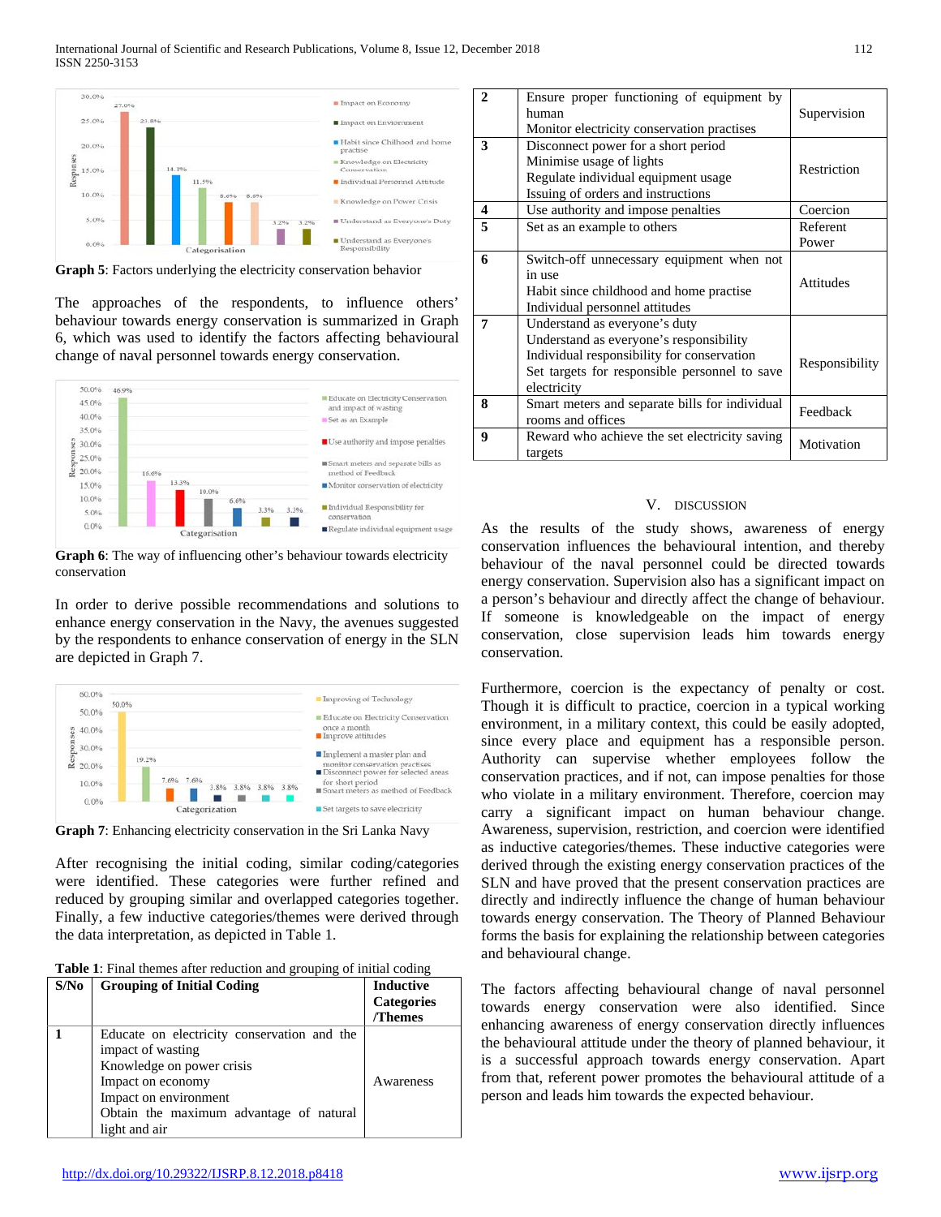Graph 5: Factors underlying the electricity conservation behavior

The approaches of the respondents, to influence others' behaviour towards energy conservation is summarized in Graph 6, which was used to identify the factors affecting behavioural change of naval personnel towards energy conservation.

**Graph 6**: The way of influencing other's behaviour towards electricity conservation

In order to derive possible recommendations and solutions to enhance energy conservation in the Navy, the avenues suggested by the respondents to enhance conservation of energy in the SLN are depicted in Graph 7.

**Graph 7**: Enhancing electricity conservation in the Sri Lanka Navy

After recognising the initial coding, similar coding/categories were identified. These categories were further refined and reduced by grouping similar and overlapped categories together. Finally, a few inductive categories/themes were derived through the data interpretation, as depicted in Table 1.

**Table 1**: Final themes after reduction and grouping of initial coding

| S/No | Grouping of Initial Coding | Inductive Categories /Themes |
|---|---|---|
| 1 | Educate on electricity conservation and the impact of wasting<br>Knowledge on power crisis<br>Impact on economy<br>Impact on environment<br>Obtain the maximum advantage of natural light and air | Awareness |
| 2 | Ensure proper functioning of equipment by human<br>Monitor electricity conservation practises | Supervision |
| 3 | Disconnect power for a short period<br>Minimise usage of lights<br>Regulate individual equipment usage<br>Issuing of orders and instructions | Restriction |
| 4 | Use authority and impose penalties | Coercion |
| 5 | Set as an example to others | Referent Power |
| 6 | Switch-off unnecessary equipment when not in use<br>Habit since childhood and home practise<br>Individual personnel attitudes | Attitudes |
| 7 | Understand as everyone's duty<br>Understand as everyone's responsibility<br>Individual responsibility for conservation<br>Set targets for responsible personnel to save electricity | Responsibility |
| 8 | Smart meters and separate bills for individual rooms and offices | Feedback |
| 9 | Reward who achieve the set electricity saving targets | Motivation |

## V. DISCUSSION

As the results of the study shows, awareness of energy conservation influences the behavioural intention, and thereby behaviour of the naval personnel could be directed towards energy conservation. Supervision also has a significant impact on a person's behaviour and directly affect the change of behaviour. If someone is knowledgeable on the impact of energy conservation, close supervision leads him towards energy conservation.

Furthermore, coercion is the expectancy of penalty or cost. Though it is difficult to practice, coercion in a typical working environment, in a military context, this could be easily adopted, since every place and equipment has a responsible person. Authority can supervise whether employees follow the conservation practices, and if not, can impose penalties for those who violate in a military environment. Therefore, coercion may carry a significant impact on human behaviour change. Awareness, supervision, restriction, and coercion were identified as inductive categories/themes. These inductive categories were derived through the existing energy conservation practices of the SLN and have proved that the present conservation practices are directly and indirectly influence the change of human behaviour towards energy conservation. The Theory of Planned Behaviour forms the basis for explaining the relationship between categories and behavioural change.

The factors affecting behavioural change of naval personnel towards energy conservation were also identified. Since enhancing awareness of energy conservation directly influences the behavioural attitude under the theory of planned behaviour, it is a successful approach towards energy conservation. Apart from that, referent power promotes the behavioural attitude of a person and leads him towards the expected behaviour.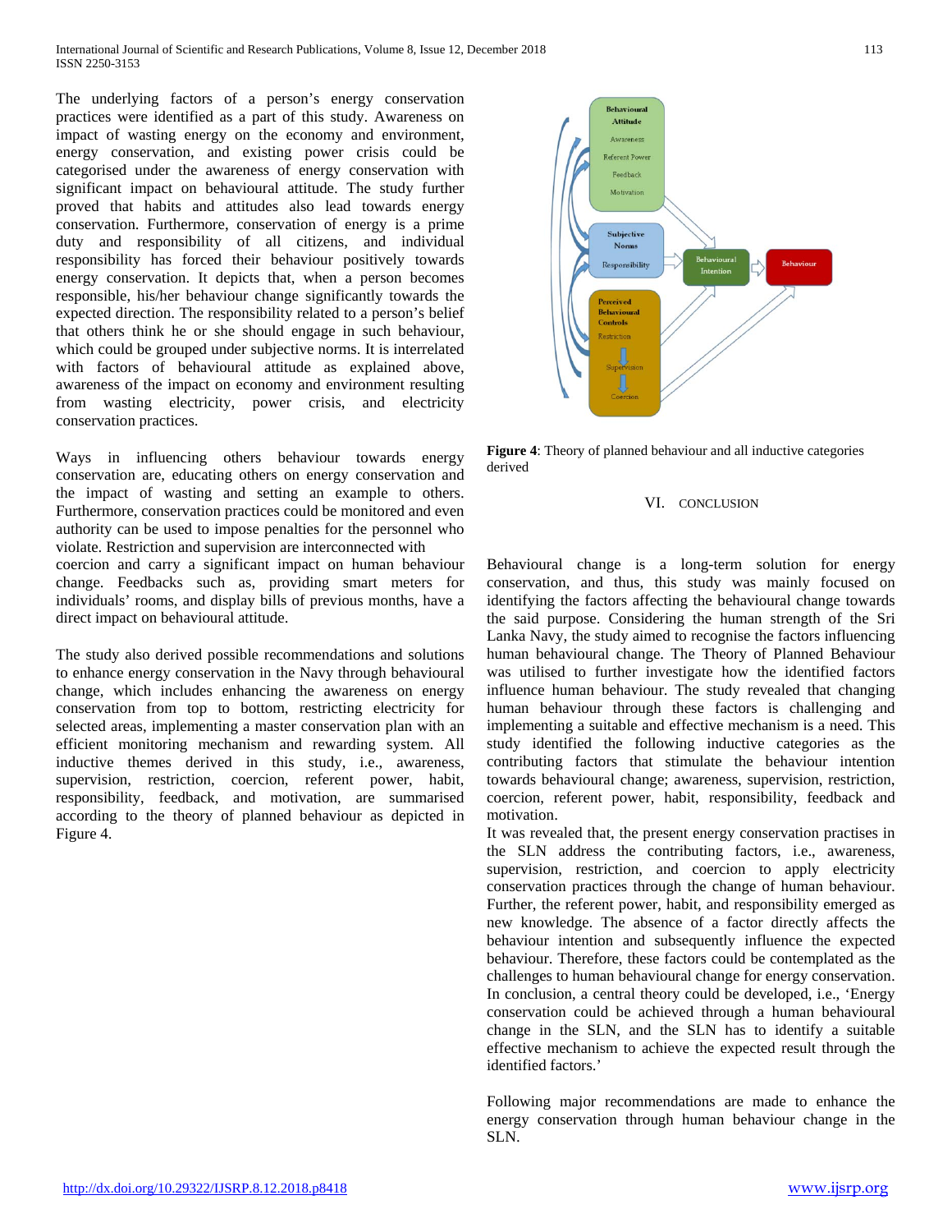The underlying factors of a person's energy conservation practices were identified as a part of this study. Awareness on impact of wasting energy on the economy and environment, energy conservation, and existing power crisis could be categorised under the awareness of energy conservation with significant impact on behavioural attitude. The study further proved that habits and attitudes also lead towards energy conservation. Furthermore, conservation of energy is a prime duty and responsibility of all citizens, and individual responsibility has forced their behaviour positively towards energy conservation. It depicts that, when a person becomes responsible, his/her behaviour change significantly towards the expected direction. The responsibility related to a person's belief that others think he or she should engage in such behaviour, which could be grouped under subjective norms. It is interrelated with factors of behavioural attitude as explained above, awareness of the impact on economy and environment resulting from wasting electricity, power crisis, and electricity conservation practices.

Ways in influencing others behaviour towards energy conservation are, educating others on energy conservation and the impact of wasting and setting an example to others. Furthermore, conservation practices could be monitored and even authority can be used to impose penalties for the personnel who violate. Restriction and supervision are interconnected with coercion and carry a significant impact on human behaviour change. Feedbacks such as, providing smart meters for individuals' rooms, and display bills of previous months, have a direct impact on behavioural attitude.

The study also derived possible recommendations and solutions to enhance energy conservation in the Navy through behavioural change, which includes enhancing the awareness on energy conservation from top to bottom, restricting electricity for selected areas, implementing a master conservation plan with an efficient monitoring mechanism and rewarding system. All inductive themes derived in this study, i.e., awareness, supervision, restriction, coercion, referent power, habit, responsibility, feedback, and motivation, are summarised according to the theory of planned behaviour as depicted in Figure 4.

**Figure 4**: Theory of planned behaviour and all inductive categories derived

## VI. CONCLUSION

Behavioural change is a long-term solution for energy conservation, and thus, this study was mainly focused on identifying the factors affecting the behavioural change towards the said purpose. Considering the human strength of the Sri Lanka Navy, the study aimed to recognise the factors influencing human behavioural change. The Theory of Planned Behaviour was utilised to further investigate how the identified factors influence human behaviour. The study revealed that changing human behaviour through these factors is challenging and implementing a suitable and effective mechanism is a need. This study identified the following inductive categories as the contributing factors that stimulate the behaviour intention towards behavioural change; awareness, supervision, restriction, coercion, referent power, habit, responsibility, feedback and motivation.

It was revealed that, the present energy conservation practises in the SLN address the contributing factors, i.e., awareness, supervision, restriction, and coercion to apply electricity conservation practices through the change of human behaviour. Further, the referent power, habit, and responsibility emerged as new knowledge. The absence of a factor directly affects the behaviour intention and subsequently influence the expected behaviour. Therefore, these factors could be contemplated as the challenges to human behavioural change for energy conservation. In conclusion, a central theory could be developed, i.e., 'Energy conservation could be achieved through a human behavioural change in the SLN, and the SLN has to identify a suitable effective mechanism to achieve the expected result through the identified factors.'

Following major recommendations are made to enhance the energy conservation through human behaviour change in the SLN.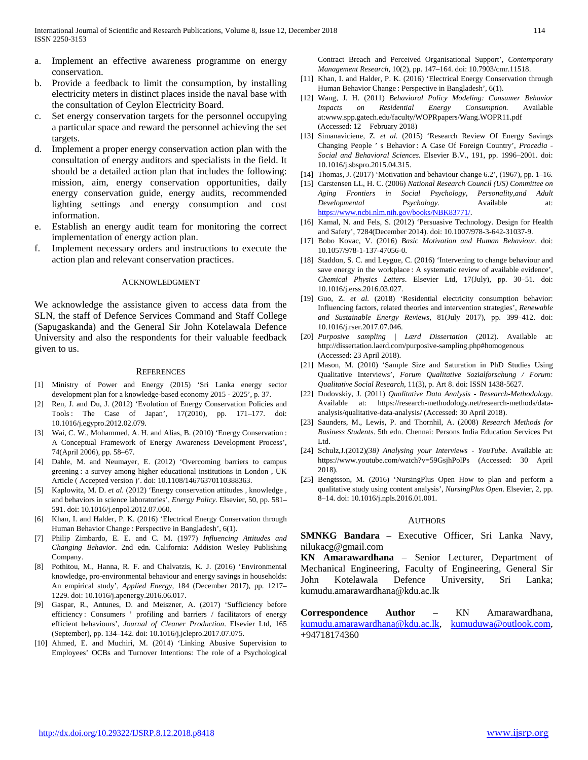a. Implement an effective awareness programme on energy conservation.
b. Provide a feedback to limit the consumption, by installing electricity meters in distinct places inside the naval base with the consultation of Ceylon Electricity Board.
c. Set energy conservation targets for the personnel occupying a particular space and reward the personnel achieving the set targets.
d. Implement a proper energy conservation action plan with the consultation of energy auditors and specialists in the field. It should be a detailed action plan that includes the following: mission, aim, energy conservation opportunities, daily energy conservation guide, energy audits, recommended lighting settings and energy consumption and cost information.
e. Establish an energy audit team for monitoring the correct implementation of energy action plan.
f. Implement necessary orders and instructions to execute the action plan and relevant conservation practices.

## Acknowledgment

We acknowledge the assistance given to access data from the SLN, the staff of Defence Services Command and Staff College (Sapugaskanda) and the General Sir John Kotelawala Defence University and also the respondents for their valuable feedback given to us.

## References

[1] Ministry of Power and Energy (2015) 'Sri Lanka energy sector development plan for a knowledge-based economy 2015 - 2025', p. 37.

[2] Ren, J. and Du, J. (2012) 'Evolution of Energy Conservation Policies and Tools : The Case of Japan', 17(2010), pp. 171–177. doi: 10.1016/j.egypro.2012.02.079.

[3] Wai, C. W., Mohammed, A. H. and Alias, B. (2010) 'Energy Conservation : A Conceptual Framework of Energy Awareness Development Process', 74(April 2006), pp. 58–67.

[4] Dahle, M. and Neumayer, E. (2012) 'Overcoming barriers to campus greening : a survey among higher educational institutions in London , UK Article ( Accepted version )'. doi: 10.1108/14676370110388363.

[5] Kaplowitz, M. D. *et al.* (2012) 'Energy conservation attitudes , knowledge , and behaviors in science laboratories', *Energy Policy*. Elsevier, 50, pp. 581–591. doi: 10.1016/j.enpol.2012.07.060.

[6] Khan, I. and Halder, P. K. (2016) 'Electrical Energy Conservation through Human Behavior Change : Perspective in Bangladesh', 6(1).

[7] Philip Zimbardo, E. E. and C. M. (1977) *Influencing Attitudes and Changing Behavior*. 2nd edn. California: Addision Wesley Publishing Company.

[8] Pothitou, M., Hanna, R. F. and Chalvatzis, K. J. (2016) 'Environmental knowledge, pro-environmental behaviour and energy savings in households: An empirical study', *Applied Energy*, 184 (December 2017), pp. 1217–1229. doi: 10.1016/j.apenergy.2016.06.017.

[9] Gaspar, R., Antunes, D. and Meiszner, A. (2017) 'Sufficiency before efficiency : Consumers ' profiling and barriers / facilitators of energy efficient behaviours', *Journal of Cleaner Production*. Elsevier Ltd, 165 (September), pp. 134–142. doi: 10.1016/j.jclepro.2017.07.075.

[10] Ahmed, E. and Muchiri, M. (2014) 'Linking Abusive Supervision to Employees' OCBs and Turnover Intentions: The role of a Psychological Contract Breach and Perceived Organisational Support', *Contemporary Management Research*, 10(2), pp. 147–164. doi: 10.7903/cmr.11518.

[11] Khan, I. and Halder, P. K. (2016) 'Electrical Energy Conservation through Human Behavior Change : Perspective in Bangladesh', 6(1).

[12] Wang, J. H. (2011) *Behavioral Policy Modeling: Consumer Behavior Impacts on Residential Energy Consumption.* Available at:www.spp.gatech.edu/faculty/WOPRpapers/Wang.WOPR11.pdf (Accessed: 12 February 2018)

[13] Simanaviciene, Z. *et al.* (2015) 'Research Review Of Energy Savings Changing People ' s Behavior : A Case Of Foreign Country', *Procedia - Social and Behavioral Sciences*. Elsevier B.V., 191, pp. 1996–2001. doi: 10.1016/j.sbspro.2015.04.315.

[14] Thomas, J. (2017) 'Motivation and behaviour change 6.2', (1967), pp. 1–16.

[15] Carstensen LL, H. C. (2006) *National Research Council (US) Committee on Aging Frontiers in Social Psychology, Personality,and Adult Developmental Psychology*. Available at: https://www.ncbi.nlm.nih.gov/books/NBK83771/.

[16] Kamal, N. and Fels, S. (2012) 'Persuasive Technology. Design for Health and Safety', 7284(December 2014). doi: 10.1007/978-3-642-31037-9.

[17] Bobo Kovac, V. (2016) *Basic Motivation and Human Behaviour*. doi: 10.1057/978-1-137-47056-0.

[18] Staddon, S. C. and Leygue, C. (2016) 'Intervening to change behaviour and save energy in the workplace : A systematic review of available evidence', *Chemical Physics Letters*. Elsevier Ltd, 17(July), pp. 30–51. doi: 10.1016/j.erss.2016.03.027.

[19] Guo, Z. *et al.* (2018) 'Residential electricity consumption behavior: Influencing factors, related theories and intervention strategies', *Renewable and Sustainable Energy Reviews*, 81(July 2017), pp. 399–412. doi: 10.1016/j.rser.2017.07.046.

[20] *Purposive sampling | Lærd Dissertation* (2012). Available at: http://dissertation.laerd.com/purposive-sampling.php#homogenous (Accessed: 23 April 2018).

[21] Mason, M. (2010) 'Sample Size and Saturation in PhD Studies Using Qualitative Interviews', *Forum Qualitative Sozialforschung / Forum: Qualitative Social Research*, 11(3), p. Art 8. doi: ISSN 1438-5627.

[22] Dudovskiy, J. (2011) *Qualitative Data Analysis - Research-Methodology*. Available at: https://research-methodology.net/research-methods/data-analysis/qualitative-data-analysis/ (Accessed: 30 April 2018).

[23] Saunders, M., Lewis, P. and Thornhil, A. (2008) *Research Methods for Business Students*. 5th edn. Chennai: Persons India Education Services Pvt Ltd.

[24] Schulz,J.(2012)*(38) Analysing your Interviews - YouTube*. Available at: https://www.youtube.com/watch?v=59GsjhPolPs (Accessed: 30 April 2018).

[25] Bengtsson, M. (2016) 'NursingPlus Open How to plan and perform a qualitative study using content analysis', *NursingPlus Open*. Elsevier, 2, pp. 8–14. doi: 10.1016/j.npls.2016.01.001.

## Authors

**SMNKG Bandara** – Executive Officer, Sri Lanka Navy, nilukacg@gmail.com

**KN Amarawardhana** – Senior Lecturer, Department of Mechanical Engineering, Faculty of Engineering, General Sir John Kotelawala Defence University, Sri Lanka; kumudu.amarawardhana@kdu.ac.lk

**Correspondence Author** – KN Amarawardhana, kumudu.amarawardhana@kdu.ac.lk, kumuduwa@outlook.com, +94718174360